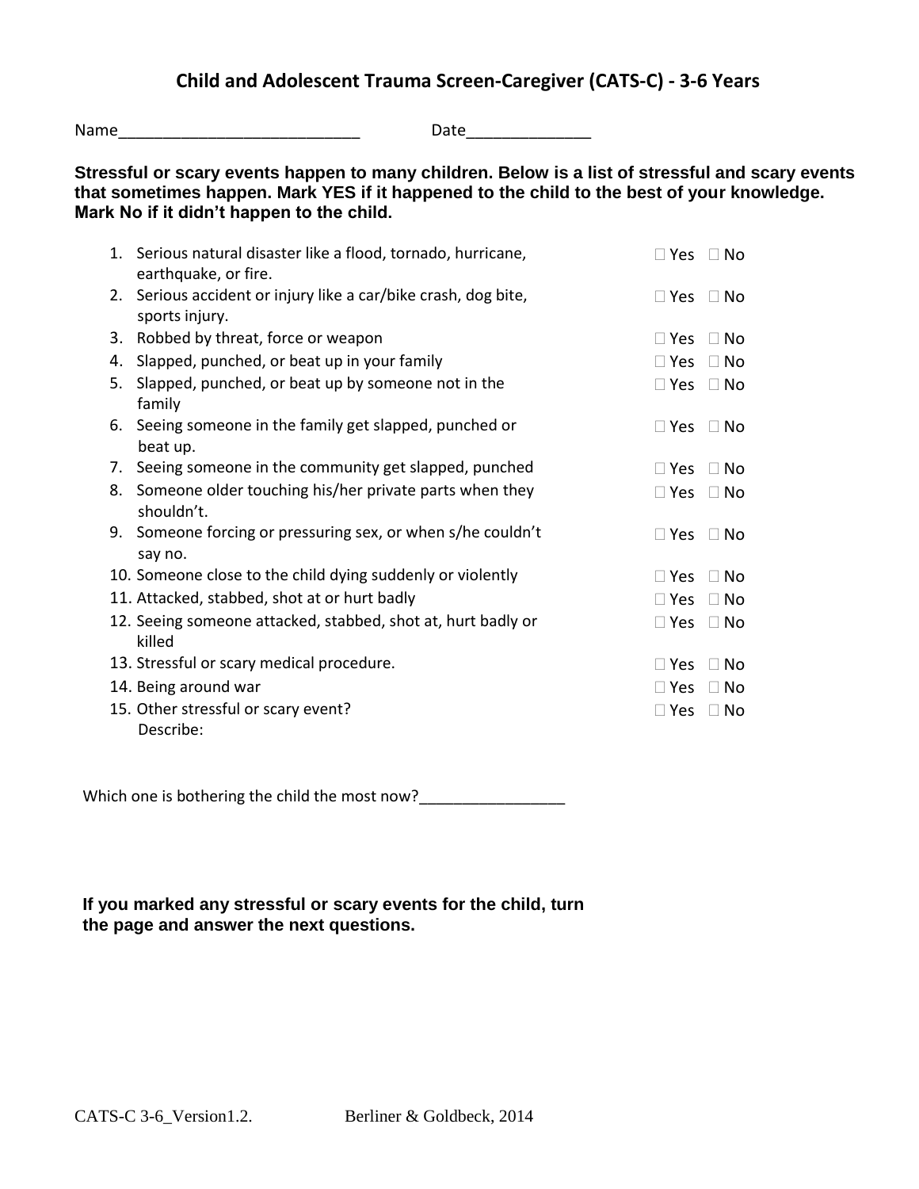# Child and Adolescent Trauma Screen-Caregiver (CATS-C) - 3-6 Years

Name___________________________ Date______________

**Stressful or scary events happen to many children. Below is a list of stressful and scary events that sometimes happen. Mark YES if it happened to the child to the best of your knowledge. Mark No if it didn't happen to the child.**

| | | |
|---|---|---|
| 1. | Serious natural disaster like a flood, tornado, hurricane, earthquake, or fire. | ☐ Yes ☐ No |
| 2. | Serious accident or injury like a car/bike crash, dog bite, sports injury. | ☐ Yes ☐ No |
| 3. | Robbed by threat, force or weapon | ☐ Yes ☐ No |
| 4. | Slapped, punched, or beat up in your family | ☐ Yes ☐ No |
| 5. | Slapped, punched, or beat up by someone not in the family | ☐ Yes ☐ No |
| 6. | Seeing someone in the family get slapped, punched or beat up. | ☐ Yes ☐ No |
| 7. | Seeing someone in the community get slapped, punched | ☐ Yes ☐ No |
| 8. | Someone older touching his/her private parts when they shouldn't. | ☐ Yes ☐ No |
| 9. | Someone forcing or pressuring sex, or when s/he couldn't say no. | ☐ Yes ☐ No |
| 10. | Someone close to the child dying suddenly or violently | ☐ Yes ☐ No |
| 11. | Attacked, stabbed, shot at or hurt badly | ☐ Yes ☐ No |
| 12. | Seeing someone attacked, stabbed, shot at, hurt badly or killed | ☐ Yes ☐ No |
| 13. | Stressful or scary medical procedure. | ☐ Yes ☐ No |
| 14. | Being around war | ☐ Yes ☐ No |
| 15. | Other stressful or scary event? Describe: | ☐ Yes ☐ No |

Which one is bothering the child the most now?_________________

**If you marked any stressful or scary events for the child, turn the page and answer the next questions.**

CATS-C 3-6_Version1.2. Berliner & Goldbeck, 2014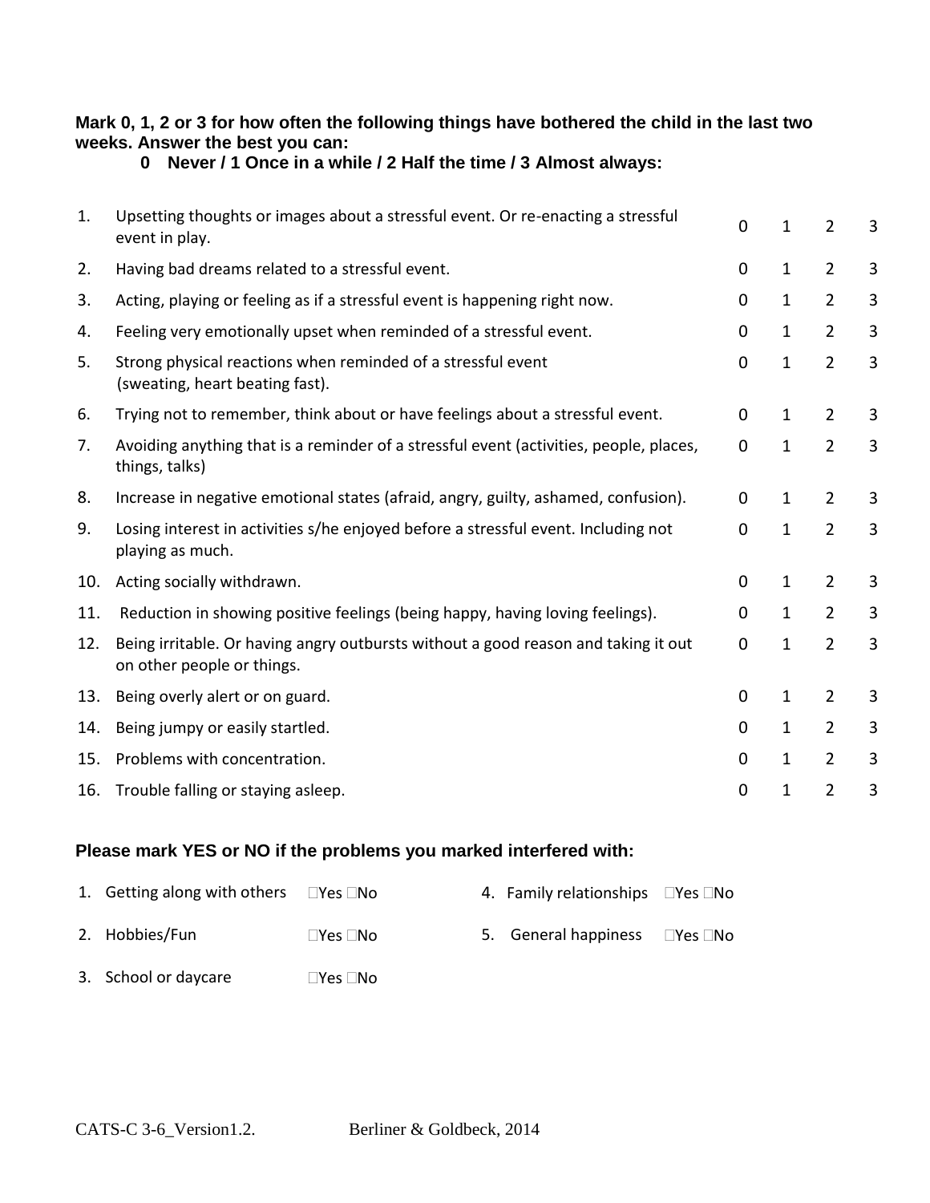**Mark 0, 1, 2 or 3 for how often the following things have bothered the child in the last two weeks. Answer the best you can:**

**0 Never / 1 Once in a while / 2 Half the time / 3 Almost always:**

| | | | | | |
|---|---|---|---|---|---|
| 1. | Upsetting thoughts or images about a stressful event. Or re-enacting a stressful event in play. | 0 | 1 | 2 | 3 |
| 2. | Having bad dreams related to a stressful event. | 0 | 1 | 2 | 3 |
| 3. | Acting, playing or feeling as if a stressful event is happening right now. | 0 | 1 | 2 | 3 |
| 4. | Feeling very emotionally upset when reminded of a stressful event. | 0 | 1 | 2 | 3 |
| 5. | Strong physical reactions when reminded of a stressful event (sweating, heart beating fast). | 0 | 1 | 2 | 3 |
| 6. | Trying not to remember, think about or have feelings about a stressful event. | 0 | 1 | 2 | 3 |
| 7. | Avoiding anything that is a reminder of a stressful event (activities, people, places, things, talks) | 0 | 1 | 2 | 3 |
| 8. | Increase in negative emotional states (afraid, angry, guilty, ashamed, confusion). | 0 | 1 | 2 | 3 |
| 9. | Losing interest in activities s/he enjoyed before a stressful event. Including not playing as much. | 0 | 1 | 2 | 3 |
| 10. | Acting socially withdrawn. | 0 | 1 | 2 | 3 |
| 11. | Reduction in showing positive feelings (being happy, having loving feelings). | 0 | 1 | 2 | 3 |
| 12. | Being irritable. Or having angry outbursts without a good reason and taking it out on other people or things. | 0 | 1 | 2 | 3 |
| 13. | Being overly alert or on guard. | 0 | 1 | 2 | 3 |
| 14. | Being jumpy or easily startled. | 0 | 1 | 2 | 3 |
| 15. | Problems with concentration. | 0 | 1 | 2 | 3 |
| 16. | Trouble falling or staying asleep. | 0 | 1 | 2 | 3 |

**Please mark YES or NO if the problems you marked interfered with:**

1. Getting along with others ☐Yes ☐No
2. Hobbies/Fun ☐Yes ☐No
3. School or daycare ☐Yes ☐No
4. Family relationships ☐Yes ☐No
5. General happiness ☐Yes ☐No

CATS-C 3-6_Version1.2. Berliner & Goldbeck, 2014